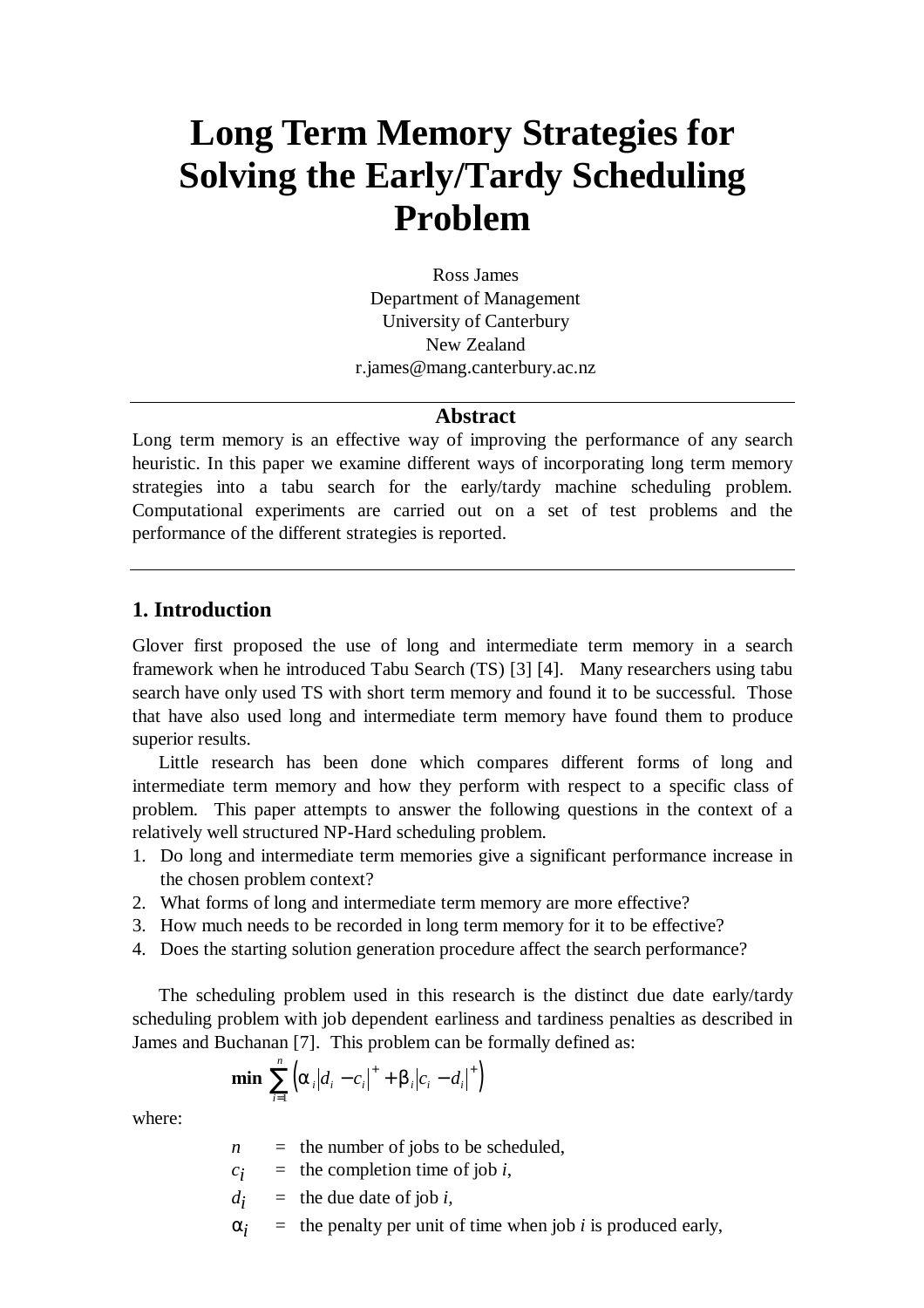# Long Term Memory Strategies for Solving the Early/Tardy Scheduling Problem

Ross James
Department of Management
University of Canterbury
New Zealand
r.james@mang.canterbury.ac.nz

## Abstract

Long term memory is an effective way of improving the performance of any search heuristic. In this paper we examine different ways of incorporating long term memory strategies into a tabu search for the early/tardy machine scheduling problem. Computational experiments are carried out on a set of test problems and the performance of the different strategies is reported.

## 1. Introduction

Glover first proposed the use of long and intermediate term memory in a search framework when he introduced Tabu Search (TS) [3] [4]. Many researchers using tabu search have only used TS with short term memory and found it to be successful. Those that have also used long and intermediate term memory have found them to produce superior results.

Little research has been done which compares different forms of long and intermediate term memory and how they perform with respect to a specific class of problem. This paper attempts to answer the following questions in the context of a relatively well structured NP-Hard scheduling problem.

1. Do long and intermediate term memories give a significant performance increase in the chosen problem context?
2. What forms of long and intermediate term memory are more effective?
3. How much needs to be recorded in long term memory for it to be effective?
4. Does the starting solution generation procedure affect the search performance?

The scheduling problem used in this research is the distinct due date early/tardy scheduling problem with job dependent earliness and tardiness penalties as described in James and Buchanan [7]. This problem can be formally defined as:

$$\min \sum_{i=1}^{n} \left( \alpha_i |d_i - c_i|^+ + \beta_i |c_i - d_i|^+ \right)$$

where:

- $n$ = the number of jobs to be scheduled,
- $c_i$ = the completion time of job $i$,
- $d_i$ = the due date of job $i$,
- $\alpha_i$ = the penalty per unit of time when job $i$ is produced early,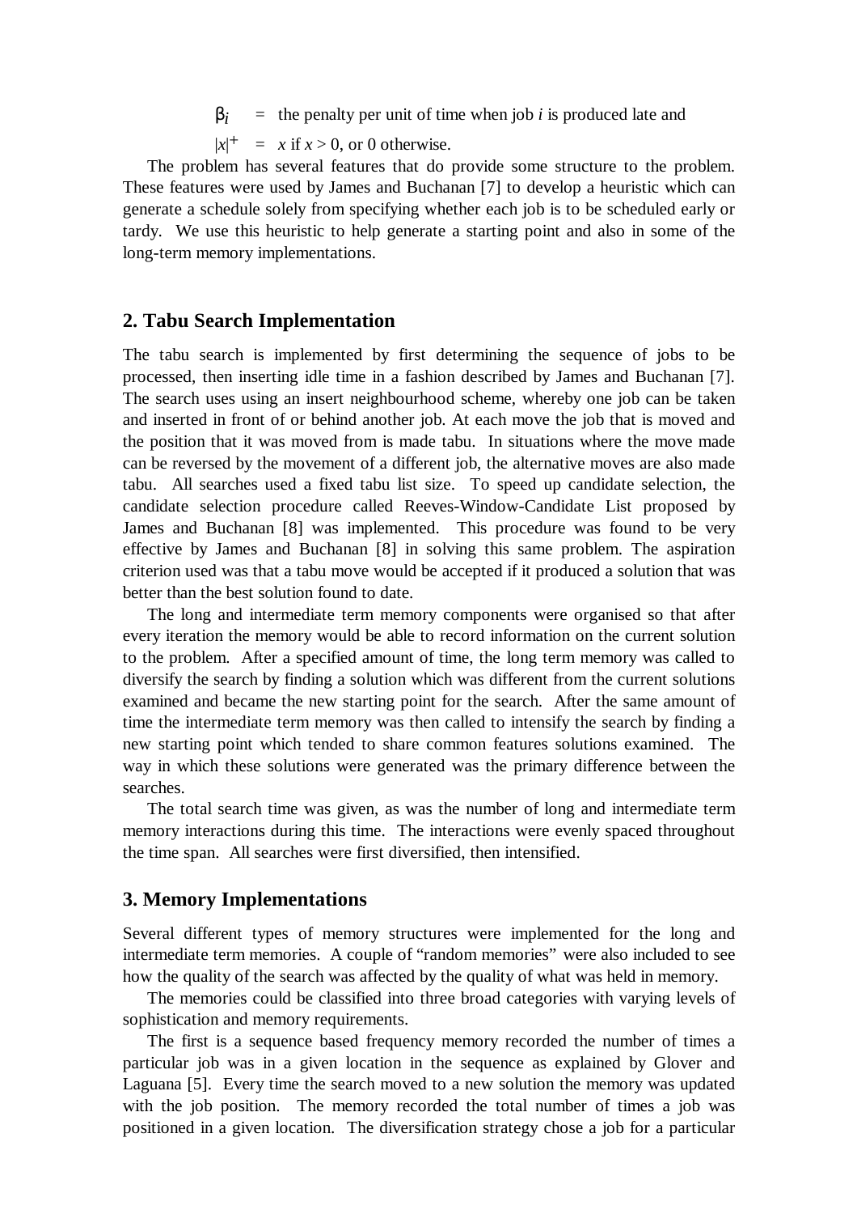$\beta_i$ = the penalty per unit of time when job $i$ is produced late and

$|x|^+$ = $x$ if $x > 0$, or 0 otherwise.

The problem has several features that do provide some structure to the problem. These features were used by James and Buchanan [7] to develop a heuristic which can generate a schedule solely from specifying whether each job is to be scheduled early or tardy. We use this heuristic to help generate a starting point and also in some of the long-term memory implementations.

## 2. Tabu Search Implementation

The tabu search is implemented by first determining the sequence of jobs to be processed, then inserting idle time in a fashion described by James and Buchanan [7]. The search uses using an insert neighbourhood scheme, whereby one job can be taken and inserted in front of or behind another job. At each move the job that is moved and the position that it was moved from is made tabu. In situations where the move made can be reversed by the movement of a different job, the alternative moves are also made tabu. All searches used a fixed tabu list size. To speed up candidate selection, the candidate selection procedure called Reeves-Window-Candidate List proposed by James and Buchanan [8] was implemented. This procedure was found to be very effective by James and Buchanan [8] in solving this same problem. The aspiration criterion used was that a tabu move would be accepted if it produced a solution that was better than the best solution found to date.

The long and intermediate term memory components were organised so that after every iteration the memory would be able to record information on the current solution to the problem. After a specified amount of time, the long term memory was called to diversify the search by finding a solution which was different from the current solutions examined and became the new starting point for the search. After the same amount of time the intermediate term memory was then called to intensify the search by finding a new starting point which tended to share common features solutions examined. The way in which these solutions were generated was the primary difference between the searches.

The total search time was given, as was the number of long and intermediate term memory interactions during this time. The interactions were evenly spaced throughout the time span. All searches were first diversified, then intensified.

## 3. Memory Implementations

Several different types of memory structures were implemented for the long and intermediate term memories. A couple of "random memories" were also included to see how the quality of the search was affected by the quality of what was held in memory.

The memories could be classified into three broad categories with varying levels of sophistication and memory requirements.

The first is a sequence based frequency memory recorded the number of times a particular job was in a given location in the sequence as explained by Glover and Laguana [5]. Every time the search moved to a new solution the memory was updated with the job position. The memory recorded the total number of times a job was positioned in a given location. The diversification strategy chose a job for a particular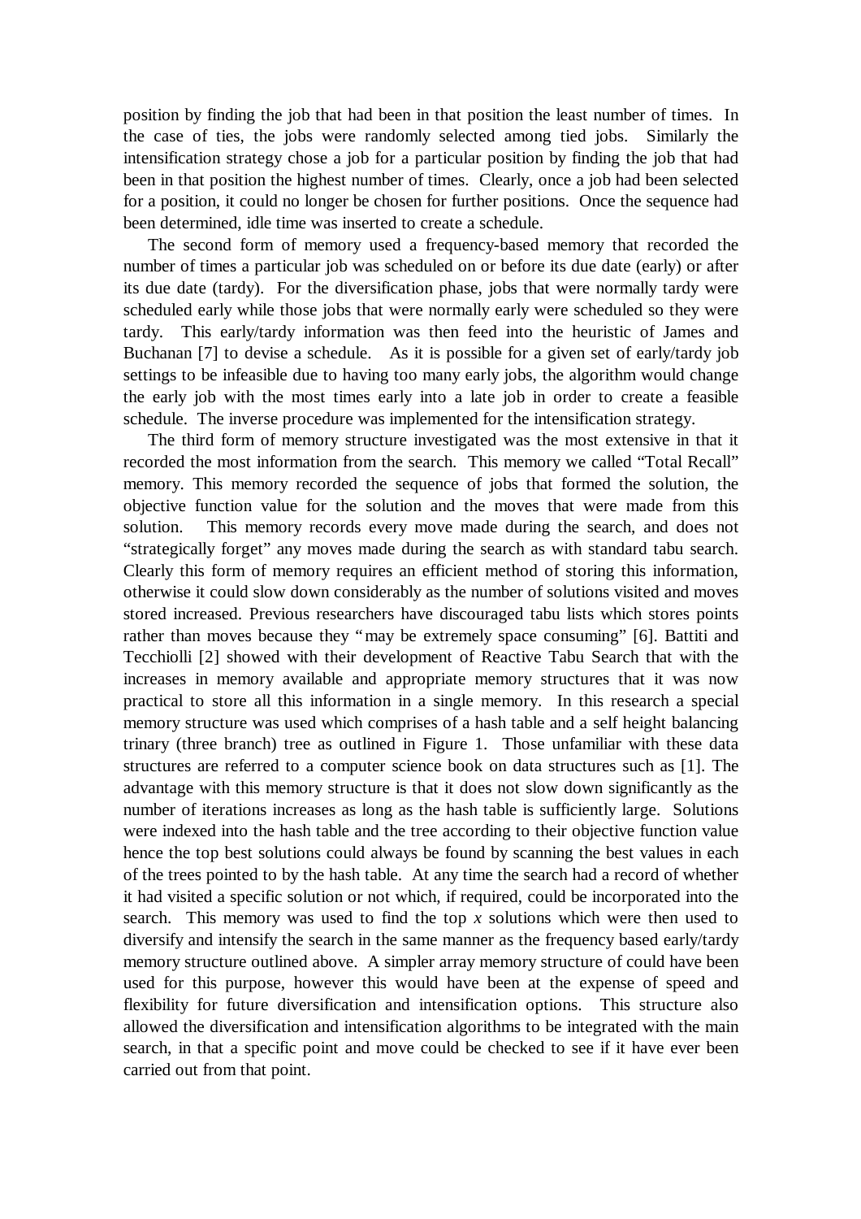position by finding the job that had been in that position the least number of times. In the case of ties, the jobs were randomly selected among tied jobs. Similarly the intensification strategy chose a job for a particular position by finding the job that had been in that position the highest number of times. Clearly, once a job had been selected for a position, it could no longer be chosen for further positions. Once the sequence had been determined, idle time was inserted to create a schedule.

The second form of memory used a frequency-based memory that recorded the number of times a particular job was scheduled on or before its due date (early) or after its due date (tardy). For the diversification phase, jobs that were normally tardy were scheduled early while those jobs that were normally early were scheduled so they were tardy. This early/tardy information was then feed into the heuristic of James and Buchanan [7] to devise a schedule. As it is possible for a given set of early/tardy job settings to be infeasible due to having too many early jobs, the algorithm would change the early job with the most times early into a late job in order to create a feasible schedule. The inverse procedure was implemented for the intensification strategy.

The third form of memory structure investigated was the most extensive in that it recorded the most information from the search. This memory we called "Total Recall" memory. This memory recorded the sequence of jobs that formed the solution, the objective function value for the solution and the moves that were made from this solution. This memory records every move made during the search, and does not "strategically forget" any moves made during the search as with standard tabu search. Clearly this form of memory requires an efficient method of storing this information, otherwise it could slow down considerably as the number of solutions visited and moves stored increased. Previous researchers have discouraged tabu lists which stores points rather than moves because they "may be extremely space consuming" [6]. Battiti and Tecchiolli [2] showed with their development of Reactive Tabu Search that with the increases in memory available and appropriate memory structures that it was now practical to store all this information in a single memory. In this research a special memory structure was used which comprises of a hash table and a self height balancing trinary (three branch) tree as outlined in Figure 1. Those unfamiliar with these data structures are referred to a computer science book on data structures such as [1]. The advantage with this memory structure is that it does not slow down significantly as the number of iterations increases as long as the hash table is sufficiently large. Solutions were indexed into the hash table and the tree according to their objective function value hence the top best solutions could always be found by scanning the best values in each of the trees pointed to by the hash table. At any time the search had a record of whether it had visited a specific solution or not which, if required, could be incorporated into the search. This memory was used to find the top *x* solutions which were then used to diversify and intensify the search in the same manner as the frequency based early/tardy memory structure outlined above. A simpler array memory structure of could have been used for this purpose, however this would have been at the expense of speed and flexibility for future diversification and intensification options. This structure also allowed the diversification and intensification algorithms to be integrated with the main search, in that a specific point and move could be checked to see if it have ever been carried out from that point.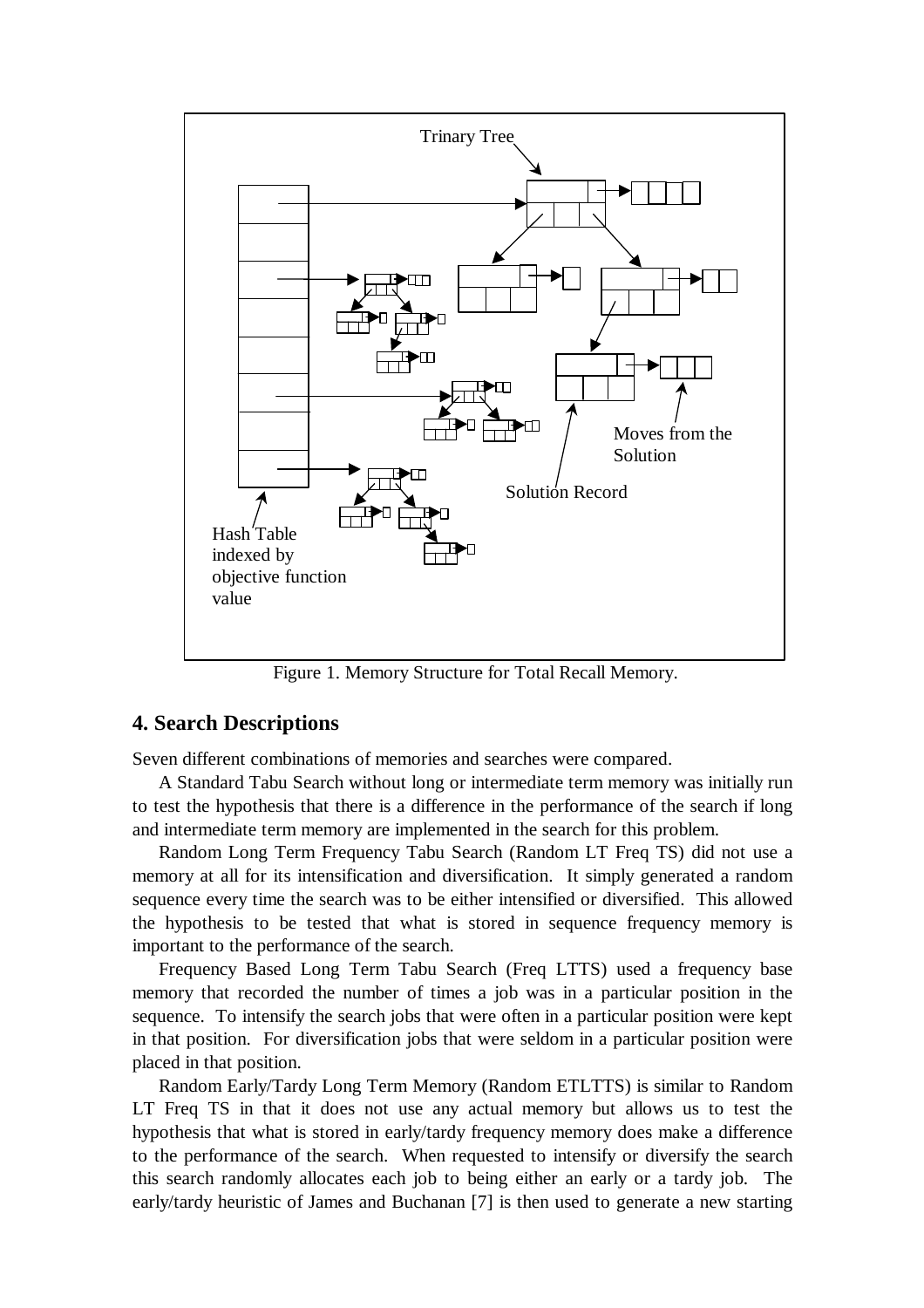Figure 1. Memory Structure for Total Recall Memory.

## 4. Search Descriptions

Seven different combinations of memories and searches were compared.

A Standard Tabu Search without long or intermediate term memory was initially run to test the hypothesis that there is a difference in the performance of the search if long and intermediate term memory are implemented in the search for this problem.

Random Long Term Frequency Tabu Search (Random LT Freq TS) did not use a memory at all for its intensification and diversification. It simply generated a random sequence every time the search was to be either intensified or diversified. This allowed the hypothesis to be tested that what is stored in sequence frequency memory is important to the performance of the search.

Frequency Based Long Term Tabu Search (Freq LTTS) used a frequency base memory that recorded the number of times a job was in a particular position in the sequence. To intensify the search jobs that were often in a particular position were kept in that position. For diversification jobs that were seldom in a particular position were placed in that position.

Random Early/Tardy Long Term Memory (Random ETLTTS) is similar to Random LT Freq TS in that it does not use any actual memory but allows us to test the hypothesis that what is stored in early/tardy frequency memory does make a difference to the performance of the search. When requested to intensify or diversify the search this search randomly allocates each job to being either an early or a tardy job. The early/tardy heuristic of James and Buchanan [7] is then used to generate a new starting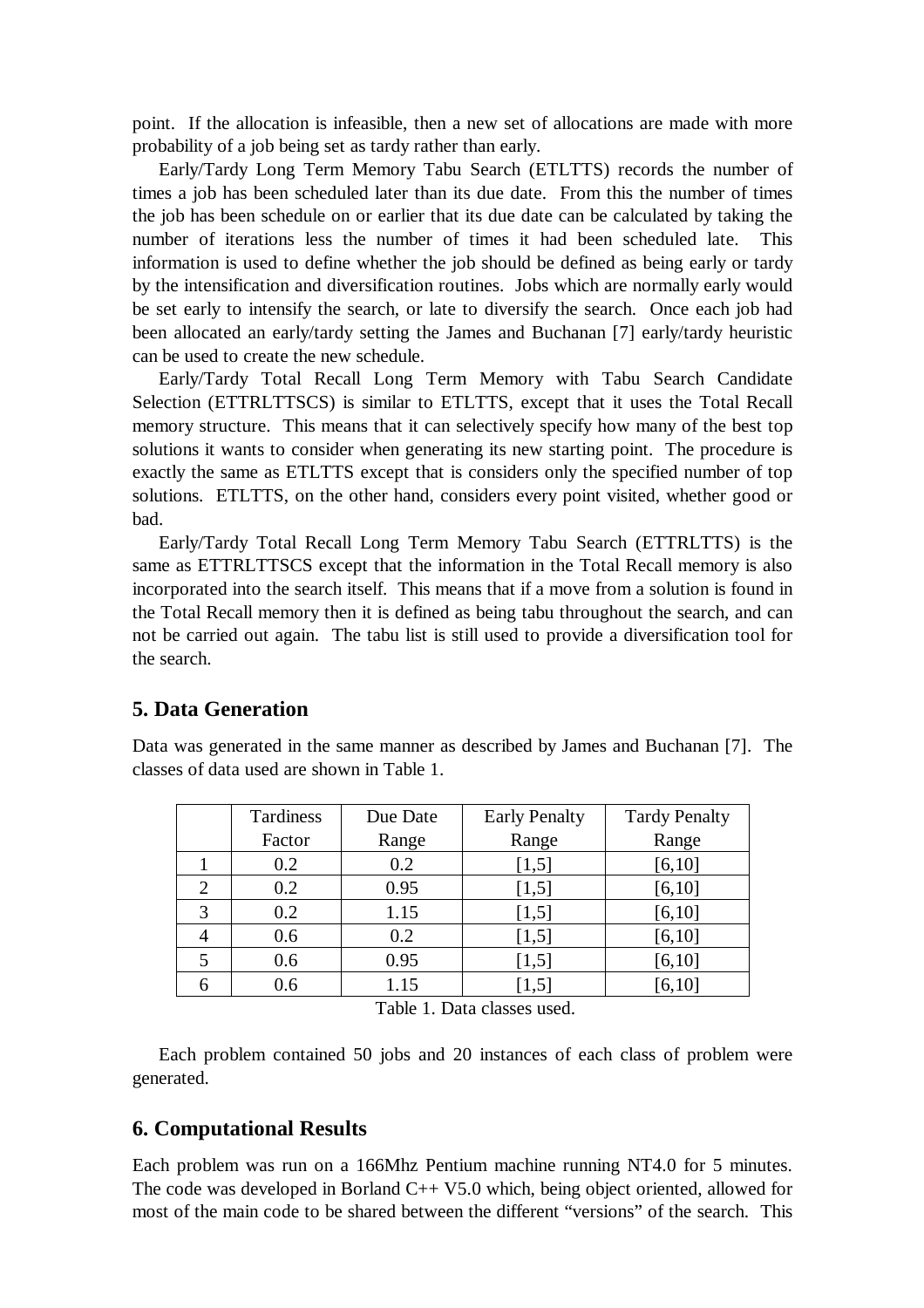point. If the allocation is infeasible, then a new set of allocations are made with more probability of a job being set as tardy rather than early.

Early/Tardy Long Term Memory Tabu Search (ETLTTS) records the number of times a job has been scheduled later than its due date. From this the number of times the job has been schedule on or earlier that its due date can be calculated by taking the number of iterations less the number of times it had been scheduled late. This information is used to define whether the job should be defined as being early or tardy by the intensification and diversification routines. Jobs which are normally early would be set early to intensify the search, or late to diversify the search. Once each job had been allocated an early/tardy setting the James and Buchanan [7] early/tardy heuristic can be used to create the new schedule.

Early/Tardy Total Recall Long Term Memory with Tabu Search Candidate Selection (ETTRLTTSCS) is similar to ETLTTS, except that it uses the Total Recall memory structure. This means that it can selectively specify how many of the best top solutions it wants to consider when generating its new starting point. The procedure is exactly the same as ETLTTS except that is considers only the specified number of top solutions. ETLTTS, on the other hand, considers every point visited, whether good or bad.

Early/Tardy Total Recall Long Term Memory Tabu Search (ETTRLTTS) is the same as ETTRLTTSCS except that the information in the Total Recall memory is also incorporated into the search itself. This means that if a move from a solution is found in the Total Recall memory then it is defined as being tabu throughout the search, and can not be carried out again. The tabu list is still used to provide a diversification tool for the search.

## 5. Data Generation

Data was generated in the same manner as described by James and Buchanan [7]. The classes of data used are shown in Table 1.

| | Tardiness Factor | Due Date Range | Early Penalty Range | Tardy Penalty Range |
|---|---|---|---|---|
| 1 | 0.2 | 0.2 | [1,5] | [6,10] |
| 2 | 0.2 | 0.95 | [1,5] | [6,10] |
| 3 | 0.2 | 1.15 | [1,5] | [6,10] |
| 4 | 0.6 | 0.2 | [1,5] | [6,10] |
| 5 | 0.6 | 0.95 | [1,5] | [6,10] |
| 6 | 0.6 | 1.15 | [1,5] | [6,10] |

Table 1. Data classes used.

Each problem contained 50 jobs and 20 instances of each class of problem were generated.

## 6. Computational Results

Each problem was run on a 166Mhz Pentium machine running NT4.0 for 5 minutes. The code was developed in Borland C++ V5.0 which, being object oriented, allowed for most of the main code to be shared between the different "versions" of the search. This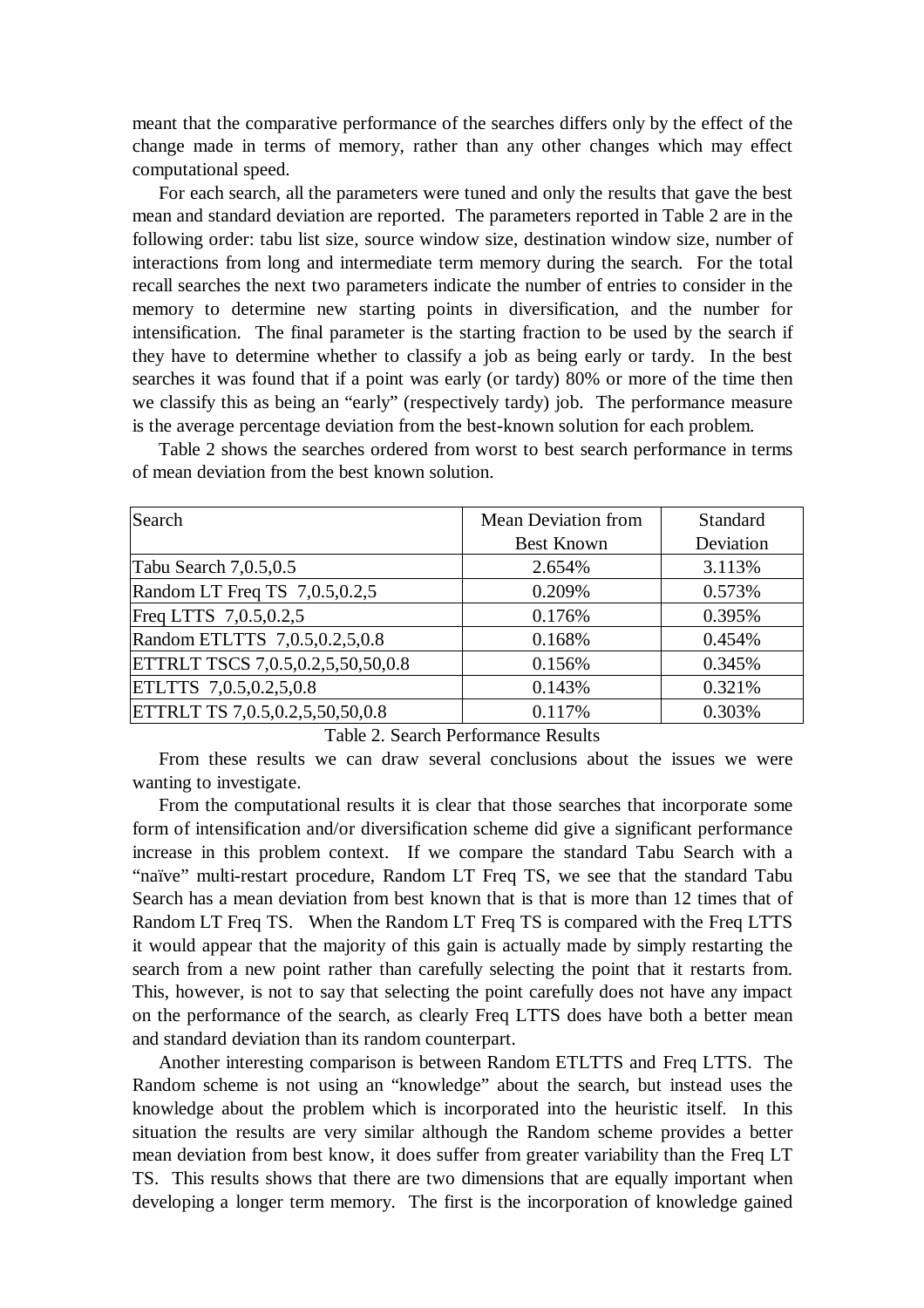meant that the comparative performance of the searches differs only by the effect of the change made in terms of memory, rather than any other changes which may effect computational speed.

For each search, all the parameters were tuned and only the results that gave the best mean and standard deviation are reported. The parameters reported in Table 2 are in the following order: tabu list size, source window size, destination window size, number of interactions from long and intermediate term memory during the search. For the total recall searches the next two parameters indicate the number of entries to consider in the memory to determine new starting points in diversification, and the number for intensification. The final parameter is the starting fraction to be used by the search if they have to determine whether to classify a job as being early or tardy. In the best searches it was found that if a point was early (or tardy) 80% or more of the time then we classify this as being an "early" (respectively tardy) job. The performance measure is the average percentage deviation from the best-known solution for each problem.

Table 2 shows the searches ordered from worst to best search performance in terms of mean deviation from the best known solution.

| Search | Mean Deviation from Best Known | Standard Deviation |
|---|---|---|
| Tabu Search 7,0.5,0.5 | 2.654% | 3.113% |
| Random LT Freq TS 7,0.5,0.2,5 | 0.209% | 0.573% |
| Freq LTTS 7,0.5,0.2,5 | 0.176% | 0.395% |
| Random ETLTTS 7,0.5,0.2,5,0.8 | 0.168% | 0.454% |
| ETTRLT TSCS 7,0.5,0.2,5,50,50,0.8 | 0.156% | 0.345% |
| ETLTTS 7,0.5,0.2,5,0.8 | 0.143% | 0.321% |
| ETTRLT TS 7,0.5,0.2,5,50,50,0.8 | 0.117% | 0.303% |

Table 2. Search Performance Results

From these results we can draw several conclusions about the issues we were wanting to investigate.

From the computational results it is clear that those searches that incorporate some form of intensification and/or diversification scheme did give a significant performance increase in this problem context. If we compare the standard Tabu Search with a "naïve" multi-restart procedure, Random LT Freq TS, we see that the standard Tabu Search has a mean deviation from best known that is that is more than 12 times that of Random LT Freq TS. When the Random LT Freq TS is compared with the Freq LTTS it would appear that the majority of this gain is actually made by simply restarting the search from a new point rather than carefully selecting the point that it restarts from. This, however, is not to say that selecting the point carefully does not have any impact on the performance of the search, as clearly Freq LTTS does have both a better mean and standard deviation than its random counterpart.

Another interesting comparison is between Random ETLTTS and Freq LTTS. The Random scheme is not using an "knowledge" about the search, but instead uses the knowledge about the problem which is incorporated into the heuristic itself. In this situation the results are very similar although the Random scheme provides a better mean deviation from best know, it does suffer from greater variability than the Freq LT TS. This results shows that there are two dimensions that are equally important when developing a longer term memory. The first is the incorporation of knowledge gained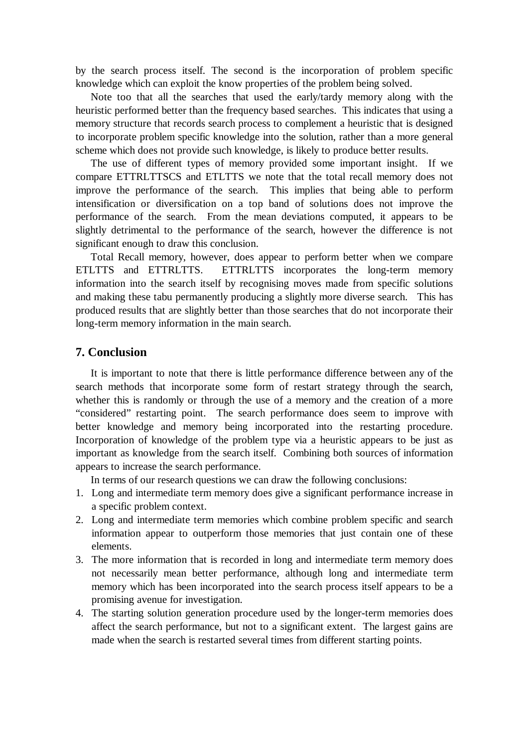by the search process itself. The second is the incorporation of problem specific knowledge which can exploit the know properties of the problem being solved.

Note too that all the searches that used the early/tardy memory along with the heuristic performed better than the frequency based searches. This indicates that using a memory structure that records search process to complement a heuristic that is designed to incorporate problem specific knowledge into the solution, rather than a more general scheme which does not provide such knowledge, is likely to produce better results.

The use of different types of memory provided some important insight. If we compare ETTRLTTSCS and ETLTTS we note that the total recall memory does not improve the performance of the search. This implies that being able to perform intensification or diversification on a top band of solutions does not improve the performance of the search. From the mean deviations computed, it appears to be slightly detrimental to the performance of the search, however the difference is not significant enough to draw this conclusion.

Total Recall memory, however, does appear to perform better when we compare ETLTTS and ETTRLTTS. ETTRLTTS incorporates the long-term memory information into the search itself by recognising moves made from specific solutions and making these tabu permanently producing a slightly more diverse search. This has produced results that are slightly better than those searches that do not incorporate their long-term memory information in the main search.

## 7. Conclusion

It is important to note that there is little performance difference between any of the search methods that incorporate some form of restart strategy through the search, whether this is randomly or through the use of a memory and the creation of a more "considered" restarting point. The search performance does seem to improve with better knowledge and memory being incorporated into the restarting procedure. Incorporation of knowledge of the problem type via a heuristic appears to be just as important as knowledge from the search itself. Combining both sources of information appears to increase the search performance.

In terms of our research questions we can draw the following conclusions:

1. Long and intermediate term memory does give a significant performance increase in a specific problem context.
2. Long and intermediate term memories which combine problem specific and search information appear to outperform those memories that just contain one of these elements.
3. The more information that is recorded in long and intermediate term memory does not necessarily mean better performance, although long and intermediate term memory which has been incorporated into the search process itself appears to be a promising avenue for investigation.
4. The starting solution generation procedure used by the longer-term memories does affect the search performance, but not to a significant extent. The largest gains are made when the search is restarted several times from different starting points.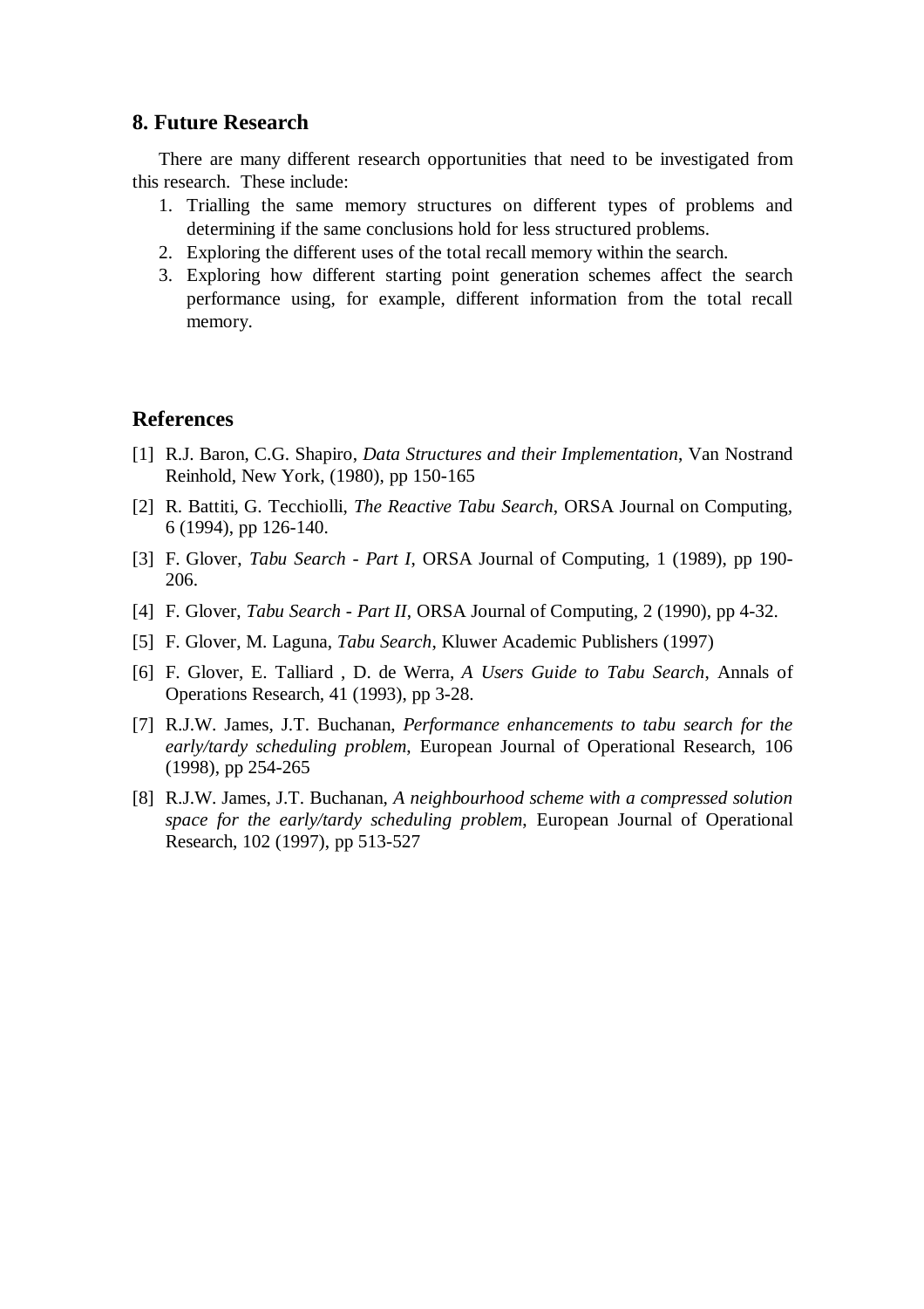## 8. Future Research

There are many different research opportunities that need to be investigated from this research. These include:

1. Trialling the same memory structures on different types of problems and determining if the same conclusions hold for less structured problems.
2. Exploring the different uses of the total recall memory within the search.
3. Exploring how different starting point generation schemes affect the search performance using, for example, different information from the total recall memory.

## References

[1] R.J. Baron, C.G. Shapiro, *Data Structures and their Implementation*, Van Nostrand Reinhold, New York, (1980), pp 150-165

[2] R. Battiti, G. Tecchiolli, *The Reactive Tabu Search*, ORSA Journal on Computing, 6 (1994), pp 126-140.

[3] F. Glover, *Tabu Search - Part I*, ORSA Journal of Computing, 1 (1989), pp 190-206.

[4] F. Glover, *Tabu Search - Part II*, ORSA Journal of Computing, 2 (1990), pp 4-32.

[5] F. Glover, M. Laguna, *Tabu Search*, Kluwer Academic Publishers (1997)

[6] F. Glover, E. Talliard , D. de Werra, *A Users Guide to Tabu Search*, Annals of Operations Research, 41 (1993), pp 3-28.

[7] R.J.W. James, J.T. Buchanan, *Performance enhancements to tabu search for the early/tardy scheduling problem*, European Journal of Operational Research, 106 (1998), pp 254-265

[8] R.J.W. James, J.T. Buchanan, *A neighbourhood scheme with a compressed solution space for the early/tardy scheduling problem*, European Journal of Operational Research, 102 (1997), pp 513-527